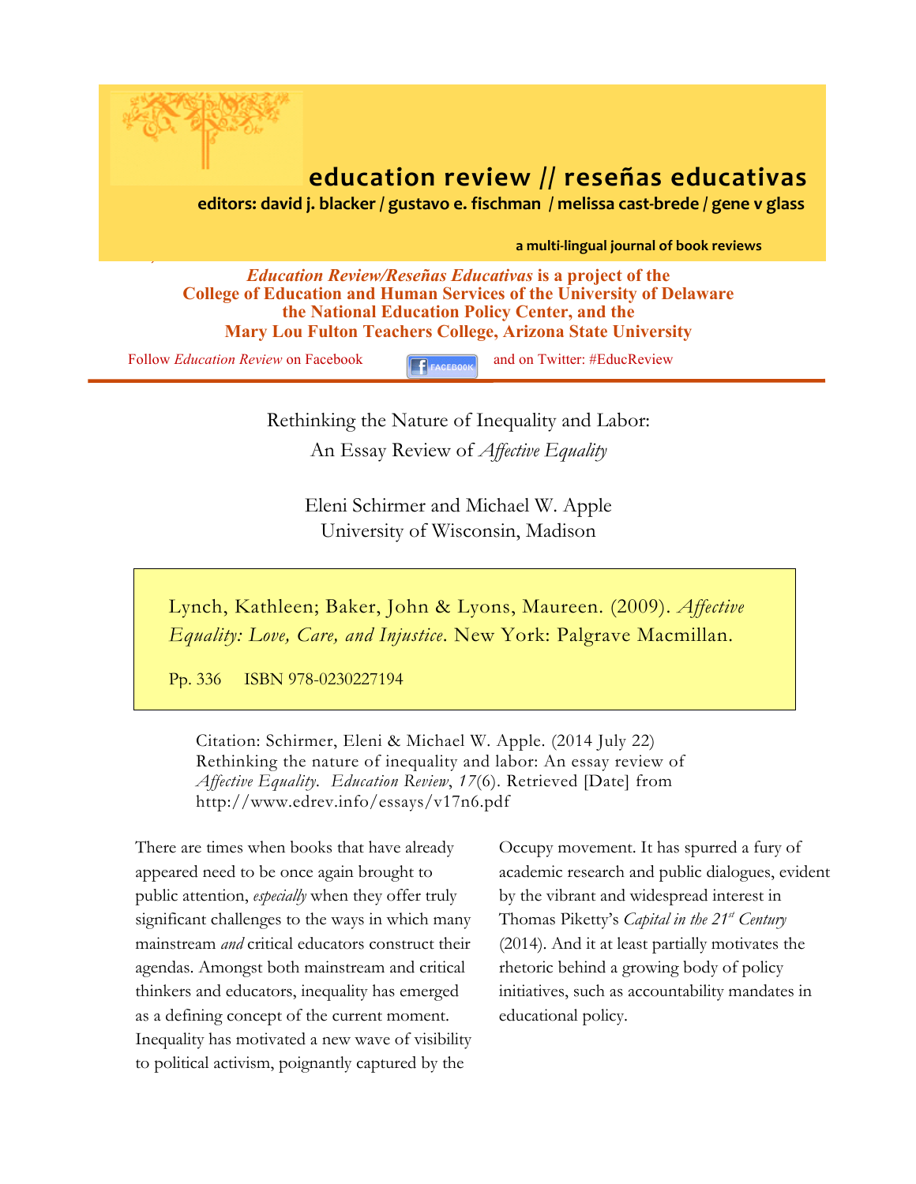**education review // reseñas educativas**

**editors: david j. blacker / gustavo e. fischman / melissa cast-brede / gene v glass**

**a multi-lingual journal of book reviews**

***Education Review/Reseñas Educativas* is a project of the College of Education and Human Services of the University of Delaware the National Education Policy Center, and the Mary Lou Fulton Teachers College, Arizona State University**

Follow *Education Review* on Facebook and on Twitter: #EducReview

# Rethinking the Nature of Inequality and Labor: An Essay Review of *Affective Equality*

Eleni Schirmer and Michael W. Apple
University of Wisconsin, Madison

Lynch, Kathleen; Baker, John & Lyons, Maureen. (2009). *Affective Equality: Love, Care, and Injustice*. New York: Palgrave Macmillan.

Pp. 336 ISBN 978-0230227194

Citation: Schirmer, Eleni & Michael W. Apple. (2014 July 22) Rethinking the nature of inequality and labor: An essay review of *Affective Equality*. *Education Review*, *17*(6). Retrieved [Date] from http://www.edrev.info/essays/v17n6.pdf

There are times when books that have already appeared need to be once again brought to public attention, *especially* when they offer truly significant challenges to the ways in which many mainstream *and* critical educators construct their agendas. Amongst both mainstream and critical thinkers and educators, inequality has emerged as a defining concept of the current moment. Inequality has motivated a new wave of visibility to political activism, poignantly captured by the Occupy movement. It has spurred a fury of academic research and public dialogues, evident by the vibrant and widespread interest in Thomas Piketty's *Capital in the 21st Century* (2014). And it at least partially motivates the rhetoric behind a growing body of policy initiatives, such as accountability mandates in educational policy.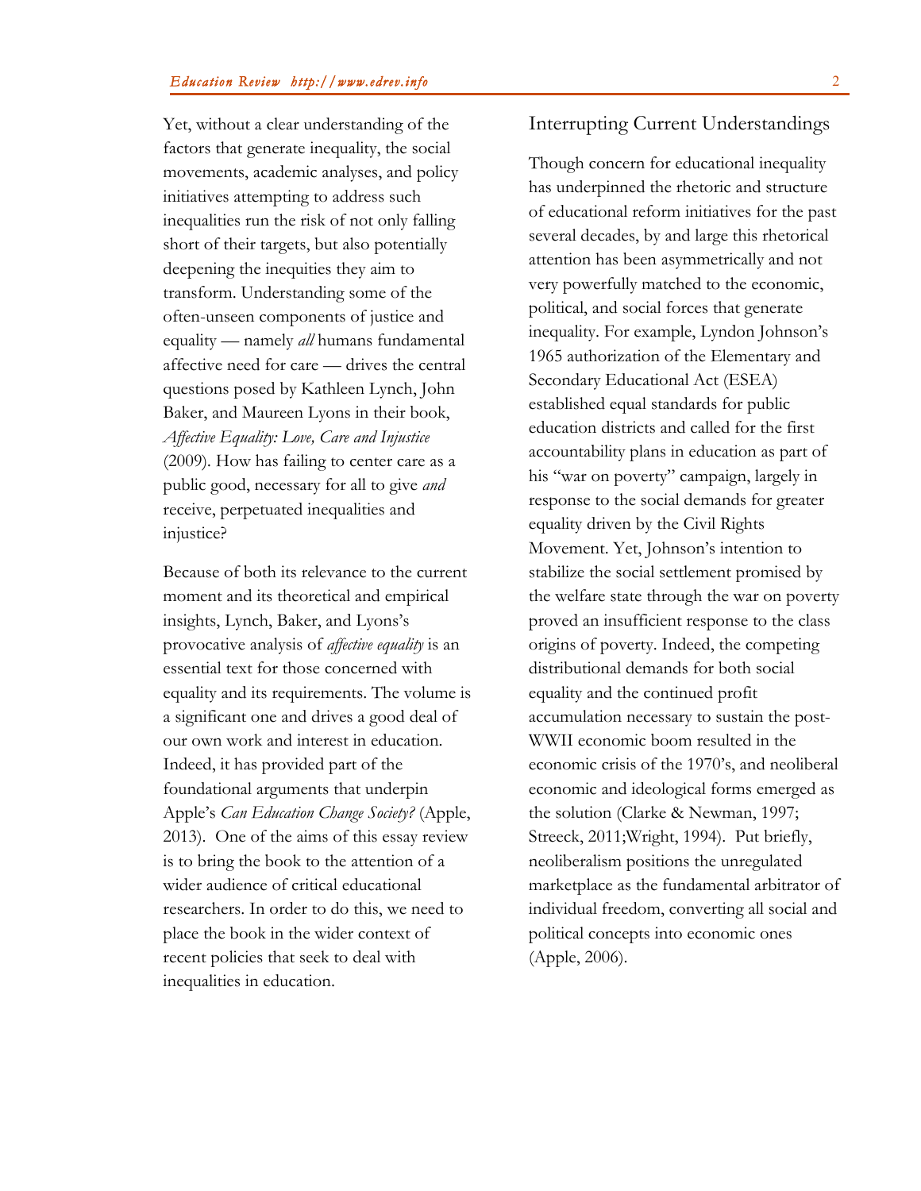Yet, without a clear understanding of the factors that generate inequality, the social movements, academic analyses, and policy initiatives attempting to address such inequalities run the risk of not only falling short of their targets, but also potentially deepening the inequities they aim to transform. Understanding some of the often-unseen components of justice and equality — namely *all* humans fundamental affective need for care — drives the central questions posed by Kathleen Lynch, John Baker, and Maureen Lyons in their book, *Affective Equality: Love, Care and Injustice* (2009). How has failing to center care as a public good, necessary for all to give *and* receive, perpetuated inequalities and injustice?

Because of both its relevance to the current moment and its theoretical and empirical insights, Lynch, Baker, and Lyons's provocative analysis of *affective equality* is an essential text for those concerned with equality and its requirements. The volume is a significant one and drives a good deal of our own work and interest in education. Indeed, it has provided part of the foundational arguments that underpin Apple's *Can Education Change Society?* (Apple, 2013). One of the aims of this essay review is to bring the book to the attention of a wider audience of critical educational researchers. In order to do this, we need to place the book in the wider context of recent policies that seek to deal with inequalities in education.

## Interrupting Current Understandings

Though concern for educational inequality has underpinned the rhetoric and structure of educational reform initiatives for the past several decades, by and large this rhetorical attention has been asymmetrically and not very powerfully matched to the economic, political, and social forces that generate inequality. For example, Lyndon Johnson's 1965 authorization of the Elementary and Secondary Educational Act (ESEA) established equal standards for public education districts and called for the first accountability plans in education as part of his "war on poverty" campaign, largely in response to the social demands for greater equality driven by the Civil Rights Movement. Yet, Johnson's intention to stabilize the social settlement promised by the welfare state through the war on poverty proved an insufficient response to the class origins of poverty. Indeed, the competing distributional demands for both social equality and the continued profit accumulation necessary to sustain the post-WWII economic boom resulted in the economic crisis of the 1970's, and neoliberal economic and ideological forms emerged as the solution (Clarke & Newman, 1997; Streeck, 2011;Wright, 1994). Put briefly, neoliberalism positions the unregulated marketplace as the fundamental arbitrator of individual freedom, converting all social and political concepts into economic ones (Apple, 2006).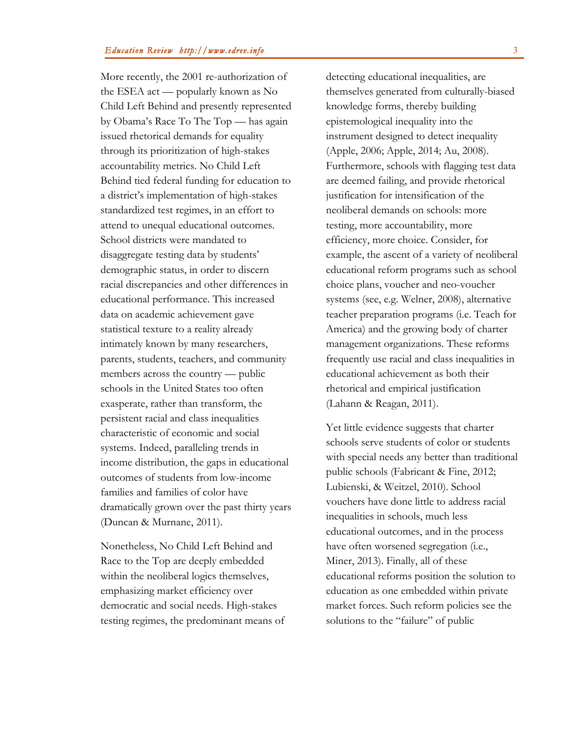More recently, the 2001 re-authorization of the ESEA act — popularly known as No Child Left Behind and presently represented by Obama's Race To The Top — has again issued rhetorical demands for equality through its prioritization of high-stakes accountability metrics. No Child Left Behind tied federal funding for education to a district's implementation of high-stakes standardized test regimes, in an effort to attend to unequal educational outcomes. School districts were mandated to disaggregate testing data by students' demographic status, in order to discern racial discrepancies and other differences in educational performance. This increased data on academic achievement gave statistical texture to a reality already intimately known by many researchers, parents, students, teachers, and community members across the country — public schools in the United States too often exasperate, rather than transform, the persistent racial and class inequalities characteristic of economic and social systems. Indeed, paralleling trends in income distribution, the gaps in educational outcomes of students from low-income families and families of color have dramatically grown over the past thirty years (Duncan & Murnane, 2011).

Nonetheless, No Child Left Behind and Race to the Top are deeply embedded within the neoliberal logics themselves, emphasizing market efficiency over democratic and social needs. High-stakes testing regimes, the predominant means of detecting educational inequalities, are themselves generated from culturally-biased knowledge forms, thereby building epistemological inequality into the instrument designed to detect inequality (Apple, 2006; Apple, 2014; Au, 2008). Furthermore, schools with flagging test data are deemed failing, and provide rhetorical justification for intensification of the neoliberal demands on schools: more testing, more accountability, more efficiency, more choice. Consider, for example, the ascent of a variety of neoliberal educational reform programs such as school choice plans, voucher and neo-voucher systems (see, e.g. Welner, 2008), alternative teacher preparation programs (i.e. Teach for America) and the growing body of charter management organizations. These reforms frequently use racial and class inequalities in educational achievement as both their rhetorical and empirical justification (Lahann & Reagan, 2011).

Yet little evidence suggests that charter schools serve students of color or students with special needs any better than traditional public schools (Fabricant & Fine, 2012; Lubienski, & Weitzel, 2010). School vouchers have done little to address racial inequalities in schools, much less educational outcomes, and in the process have often worsened segregation (i.e., Miner, 2013). Finally, all of these educational reforms position the solution to education as one embedded within private market forces. Such reform policies see the solutions to the "failure" of public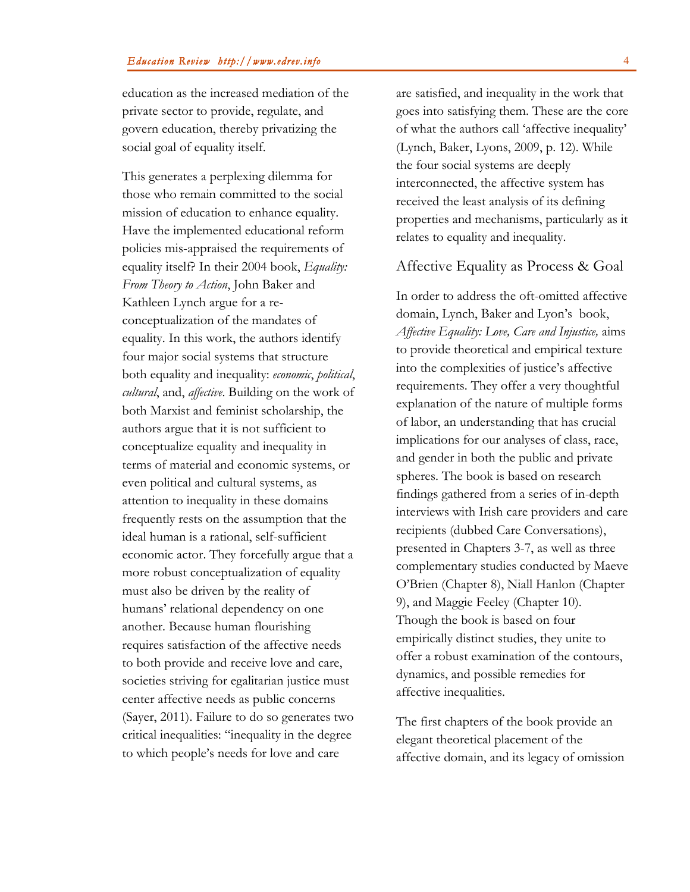education as the increased mediation of the private sector to provide, regulate, and govern education, thereby privatizing the social goal of equality itself.

This generates a perplexing dilemma for those who remain committed to the social mission of education to enhance equality. Have the implemented educational reform policies mis-appraised the requirements of equality itself? In their 2004 book, *Equality: From Theory to Action*, John Baker and Kathleen Lynch argue for a re-conceptualization of the mandates of equality. In this work, the authors identify four major social systems that structure both equality and inequality: *economic*, *political*, *cultural*, and, *affective*. Building on the work of both Marxist and feminist scholarship, the authors argue that it is not sufficient to conceptualize equality and inequality in terms of material and economic systems, or even political and cultural systems, as attention to inequality in these domains frequently rests on the assumption that the ideal human is a rational, self-sufficient economic actor. They forcefully argue that a more robust conceptualization of equality must also be driven by the reality of humans' relational dependency on one another. Because human flourishing requires satisfaction of the affective needs to both provide and receive love and care, societies striving for egalitarian justice must center affective needs as public concerns (Sayer, 2011). Failure to do so generates two critical inequalities: "inequality in the degree to which people's needs for love and care are satisfied, and inequality in the work that goes into satisfying them. These are the core of what the authors call 'affective inequality' (Lynch, Baker, Lyons, 2009, p. 12). While the four social systems are deeply interconnected, the affective system has received the least analysis of its defining properties and mechanisms, particularly as it relates to equality and inequality.

## Affective Equality as Process & Goal

In order to address the oft-omitted affective domain, Lynch, Baker and Lyon's book, *Affective Equality: Love, Care and Injustice,* aims to provide theoretical and empirical texture into the complexities of justice's affective requirements. They offer a very thoughtful explanation of the nature of multiple forms of labor, an understanding that has crucial implications for our analyses of class, race, and gender in both the public and private spheres. The book is based on research findings gathered from a series of in-depth interviews with Irish care providers and care recipients (dubbed Care Conversations), presented in Chapters 3-7, as well as three complementary studies conducted by Maeve O'Brien (Chapter 8), Niall Hanlon (Chapter 9), and Maggie Feeley (Chapter 10). Though the book is based on four empirically distinct studies, they unite to offer a robust examination of the contours, dynamics, and possible remedies for affective inequalities.

The first chapters of the book provide an elegant theoretical placement of the affective domain, and its legacy of omission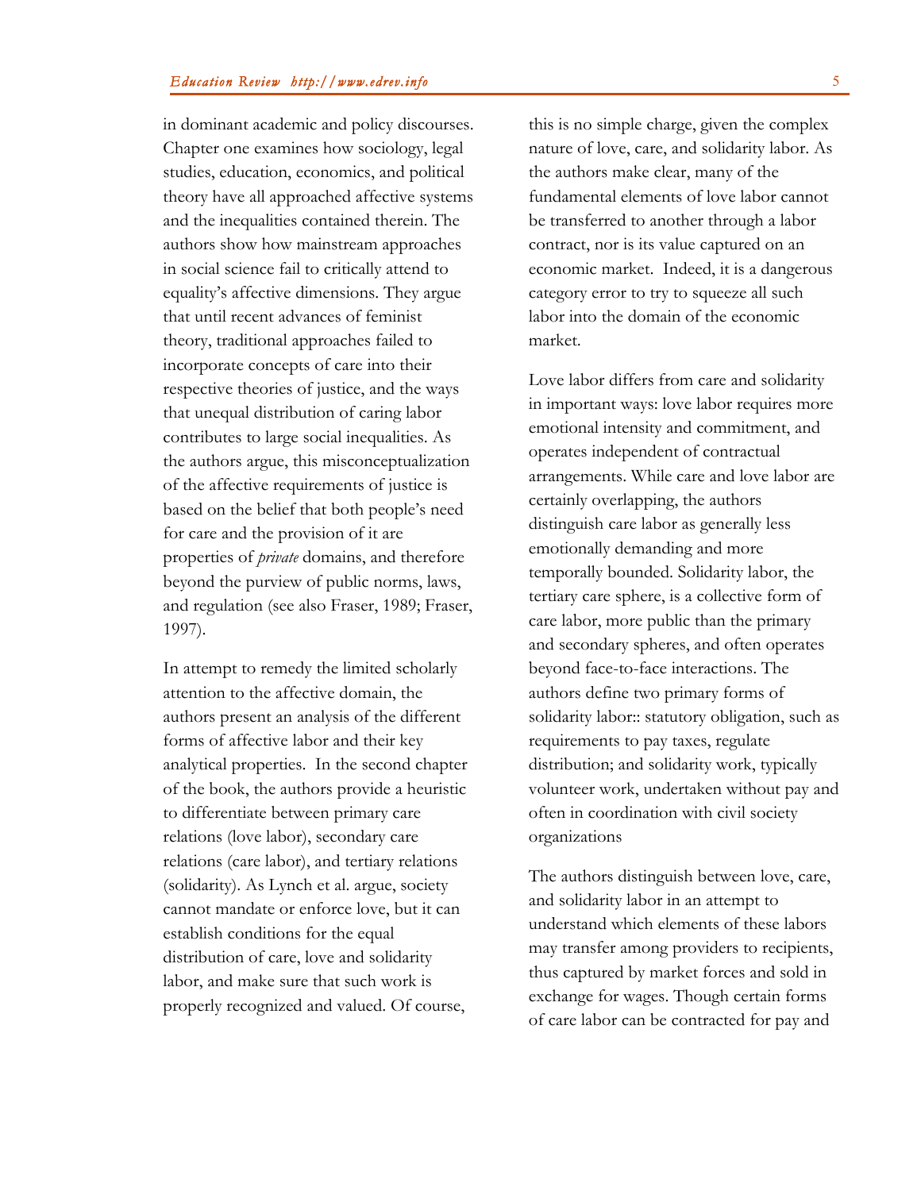in dominant academic and policy discourses. Chapter one examines how sociology, legal studies, education, economics, and political theory have all approached affective systems and the inequalities contained therein. The authors show how mainstream approaches in social science fail to critically attend to equality's affective dimensions. They argue that until recent advances of feminist theory, traditional approaches failed to incorporate concepts of care into their respective theories of justice, and the ways that unequal distribution of caring labor contributes to large social inequalities. As the authors argue, this misconceptualization of the affective requirements of justice is based on the belief that both people's need for care and the provision of it are properties of *private* domains, and therefore beyond the purview of public norms, laws, and regulation (see also Fraser, 1989; Fraser, 1997).

In attempt to remedy the limited scholarly attention to the affective domain, the authors present an analysis of the different forms of affective labor and their key analytical properties. In the second chapter of the book, the authors provide a heuristic to differentiate between primary care relations (love labor), secondary care relations (care labor), and tertiary relations (solidarity). As Lynch et al. argue, society cannot mandate or enforce love, but it can establish conditions for the equal distribution of care, love and solidarity labor, and make sure that such work is properly recognized and valued. Of course, this is no simple charge, given the complex nature of love, care, and solidarity labor. As the authors make clear, many of the fundamental elements of love labor cannot be transferred to another through a labor contract, nor is its value captured on an economic market. Indeed, it is a dangerous category error to try to squeeze all such labor into the domain of the economic market.

Love labor differs from care and solidarity in important ways: love labor requires more emotional intensity and commitment, and operates independent of contractual arrangements. While care and love labor are certainly overlapping, the authors distinguish care labor as generally less emotionally demanding and more temporally bounded. Solidarity labor, the tertiary care sphere, is a collective form of care labor, more public than the primary and secondary spheres, and often operates beyond face-to-face interactions. The authors define two primary forms of solidarity labor:: statutory obligation, such as requirements to pay taxes, regulate distribution; and solidarity work, typically volunteer work, undertaken without pay and often in coordination with civil society organizations

The authors distinguish between love, care, and solidarity labor in an attempt to understand which elements of these labors may transfer among providers to recipients, thus captured by market forces and sold in exchange for wages. Though certain forms of care labor can be contracted for pay and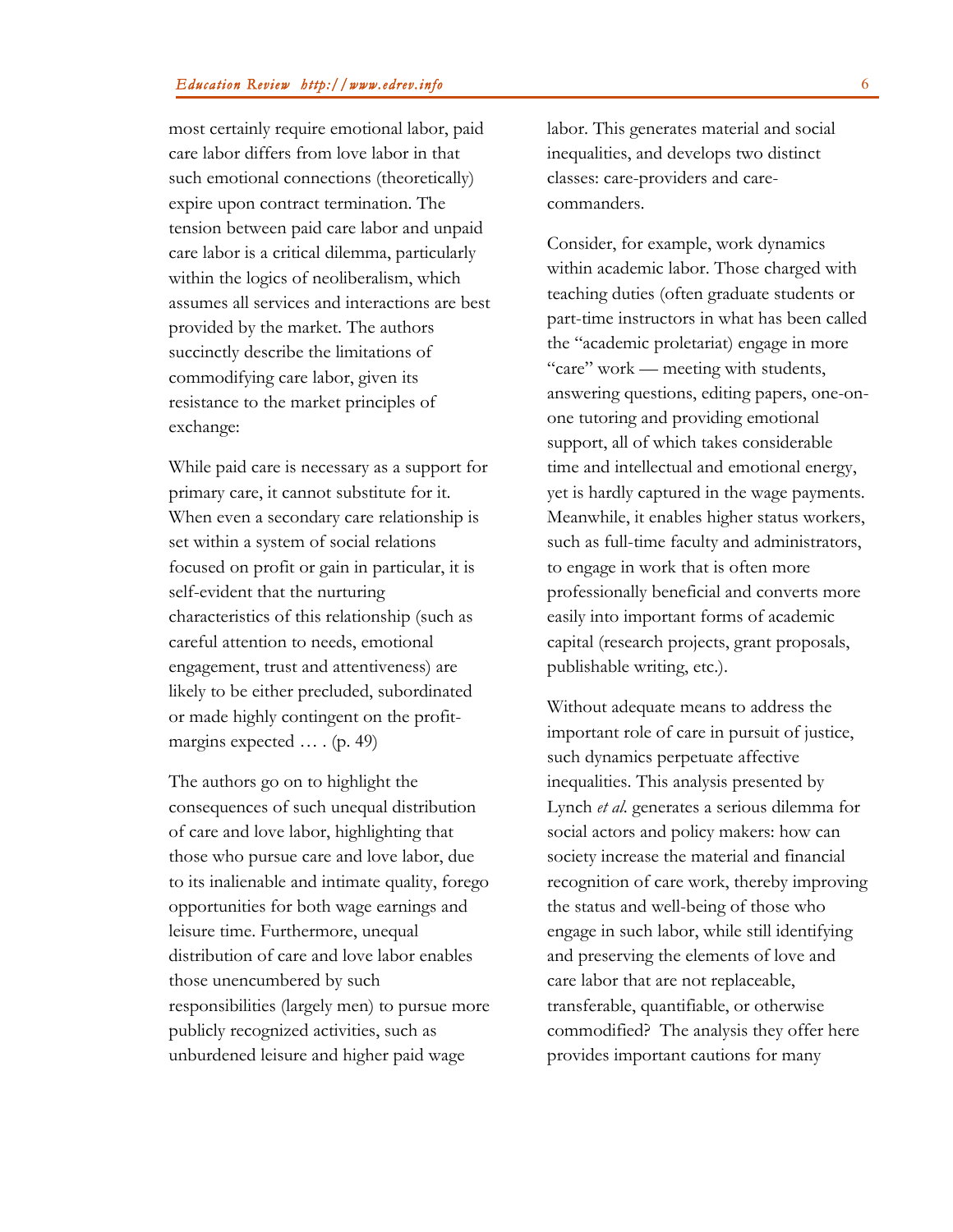most certainly require emotional labor, paid care labor differs from love labor in that such emotional connections (theoretically) expire upon contract termination. The tension between paid care labor and unpaid care labor is a critical dilemma, particularly within the logics of neoliberalism, which assumes all services and interactions are best provided by the market. The authors succinctly describe the limitations of commodifying care labor, given its resistance to the market principles of exchange:

> While paid care is necessary as a support for primary care, it cannot substitute for it. When even a secondary care relationship is set within a system of social relations focused on profit or gain in particular, it is self-evident that the nurturing characteristics of this relationship (such as careful attention to needs, emotional engagement, trust and attentiveness) are likely to be either precluded, subordinated or made highly contingent on the profit-margins expected … . (p. 49)

The authors go on to highlight the consequences of such unequal distribution of care and love labor, highlighting that those who pursue care and love labor, due to its inalienable and intimate quality, forego opportunities for both wage earnings and leisure time. Furthermore, unequal distribution of care and love labor enables those unencumbered by such responsibilities (largely men) to pursue more publicly recognized activities, such as unburdened leisure and higher paid wage labor. This generates material and social inequalities, and develops two distinct classes: care-providers and care-commanders.

Consider, for example, work dynamics within academic labor. Those charged with teaching duties (often graduate students or part-time instructors in what has been called the "academic proletariat) engage in more "care" work — meeting with students, answering questions, editing papers, one-on-one tutoring and providing emotional support, all of which takes considerable time and intellectual and emotional energy, yet is hardly captured in the wage payments. Meanwhile, it enables higher status workers, such as full-time faculty and administrators, to engage in work that is often more professionally beneficial and converts more easily into important forms of academic capital (research projects, grant proposals, publishable writing, etc.).

Without adequate means to address the important role of care in pursuit of justice, such dynamics perpetuate affective inequalities. This analysis presented by Lynch *et al.* generates a serious dilemma for social actors and policy makers: how can society increase the material and financial recognition of care work, thereby improving the status and well-being of those who engage in such labor, while still identifying and preserving the elements of love and care labor that are not replaceable, transferable, quantifiable, or otherwise commodified? The analysis they offer here provides important cautions for many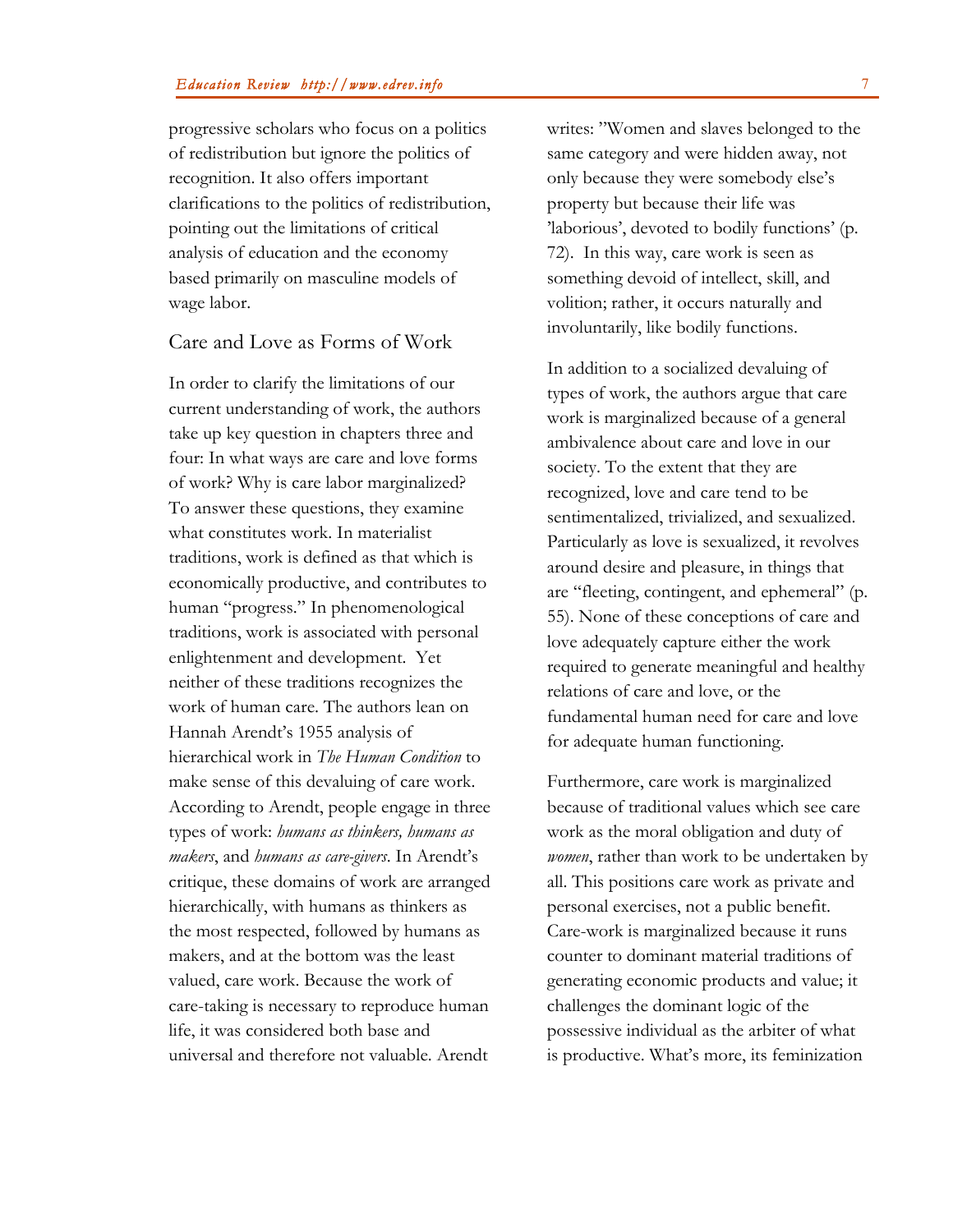progressive scholars who focus on a politics of redistribution but ignore the politics of recognition. It also offers important clarifications to the politics of redistribution, pointing out the limitations of critical analysis of education and the economy based primarily on masculine models of wage labor.

## Care and Love as Forms of Work

In order to clarify the limitations of our current understanding of work, the authors take up key question in chapters three and four: In what ways are care and love forms of work? Why is care labor marginalized? To answer these questions, they examine what constitutes work. In materialist traditions, work is defined as that which is economically productive, and contributes to human "progress." In phenomenological traditions, work is associated with personal enlightenment and development. Yet neither of these traditions recognizes the work of human care. The authors lean on Hannah Arendt's 1955 analysis of hierarchical work in *The Human Condition* to make sense of this devaluing of care work. According to Arendt, people engage in three types of work: *humans as thinkers, humans as makers*, and *humans as care-givers*. In Arendt's critique, these domains of work are arranged hierarchically, with humans as thinkers as the most respected, followed by humans as makers, and at the bottom was the least valued, care work. Because the work of care-taking is necessary to reproduce human life, it was considered both base and universal and therefore not valuable. Arendt writes: "Women and slaves belonged to the same category and were hidden away, not only because they were somebody else's property but because their life was 'laborious', devoted to bodily functions' (p. 72). In this way, care work is seen as something devoid of intellect, skill, and volition; rather, it occurs naturally and involuntarily, like bodily functions.

In addition to a socialized devaluing of types of work, the authors argue that care work is marginalized because of a general ambivalence about care and love in our society. To the extent that they are recognized, love and care tend to be sentimentalized, trivialized, and sexualized. Particularly as love is sexualized, it revolves around desire and pleasure, in things that are "fleeting, contingent, and ephemeral" (p. 55). None of these conceptions of care and love adequately capture either the work required to generate meaningful and healthy relations of care and love, or the fundamental human need for care and love for adequate human functioning.

Furthermore, care work is marginalized because of traditional values which see care work as the moral obligation and duty of *women*, rather than work to be undertaken by all. This positions care work as private and personal exercises, not a public benefit. Care-work is marginalized because it runs counter to dominant material traditions of generating economic products and value; it challenges the dominant logic of the possessive individual as the arbiter of what is productive. What's more, its feminization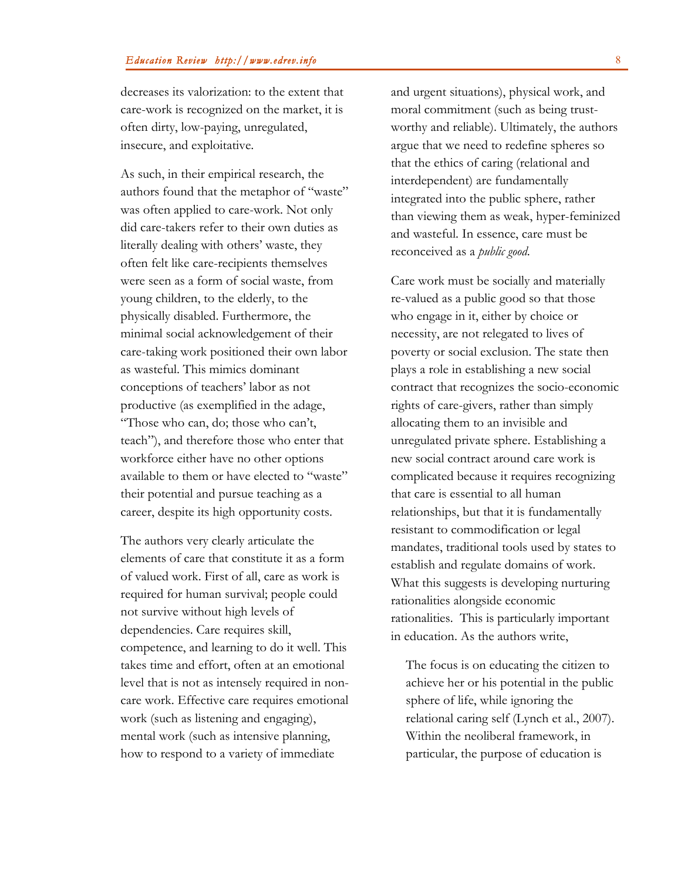decreases its valorization: to the extent that care-work is recognized on the market, it is often dirty, low-paying, unregulated, insecure, and exploitative.

As such, in their empirical research, the authors found that the metaphor of "waste" was often applied to care-work. Not only did care-takers refer to their own duties as literally dealing with others' waste, they often felt like care-recipients themselves were seen as a form of social waste, from young children, to the elderly, to the physically disabled. Furthermore, the minimal social acknowledgement of their care-taking work positioned their own labor as wasteful. This mimics dominant conceptions of teachers' labor as not productive (as exemplified in the adage, "Those who can, do; those who can't, teach"), and therefore those who enter that workforce either have no other options available to them or have elected to "waste" their potential and pursue teaching as a career, despite its high opportunity costs.

The authors very clearly articulate the elements of care that constitute it as a form of valued work. First of all, care as work is required for human survival; people could not survive without high levels of dependencies. Care requires skill, competence, and learning to do it well. This takes time and effort, often at an emotional level that is not as intensely required in non-care work. Effective care requires emotional work (such as listening and engaging), mental work (such as intensive planning, how to respond to a variety of immediate and urgent situations), physical work, and moral commitment (such as being trust-worthy and reliable). Ultimately, the authors argue that we need to redefine spheres so that the ethics of caring (relational and interdependent) are fundamentally integrated into the public sphere, rather than viewing them as weak, hyper-feminized and wasteful. In essence, care must be reconceived as a *public good*.

Care work must be socially and materially re-valued as a public good so that those who engage in it, either by choice or necessity, are not relegated to lives of poverty or social exclusion. The state then plays a role in establishing a new social contract that recognizes the socio-economic rights of care-givers, rather than simply allocating them to an invisible and unregulated private sphere. Establishing a new social contract around care work is complicated because it requires recognizing that care is essential to all human relationships, but that it is fundamentally resistant to commodification or legal mandates, traditional tools used by states to establish and regulate domains of work. What this suggests is developing nurturing rationalities alongside economic rationalities. This is particularly important in education. As the authors write,

> The focus is on educating the citizen to achieve her or his potential in the public sphere of life, while ignoring the relational caring self (Lynch et al., 2007). Within the neoliberal framework, in particular, the purpose of education is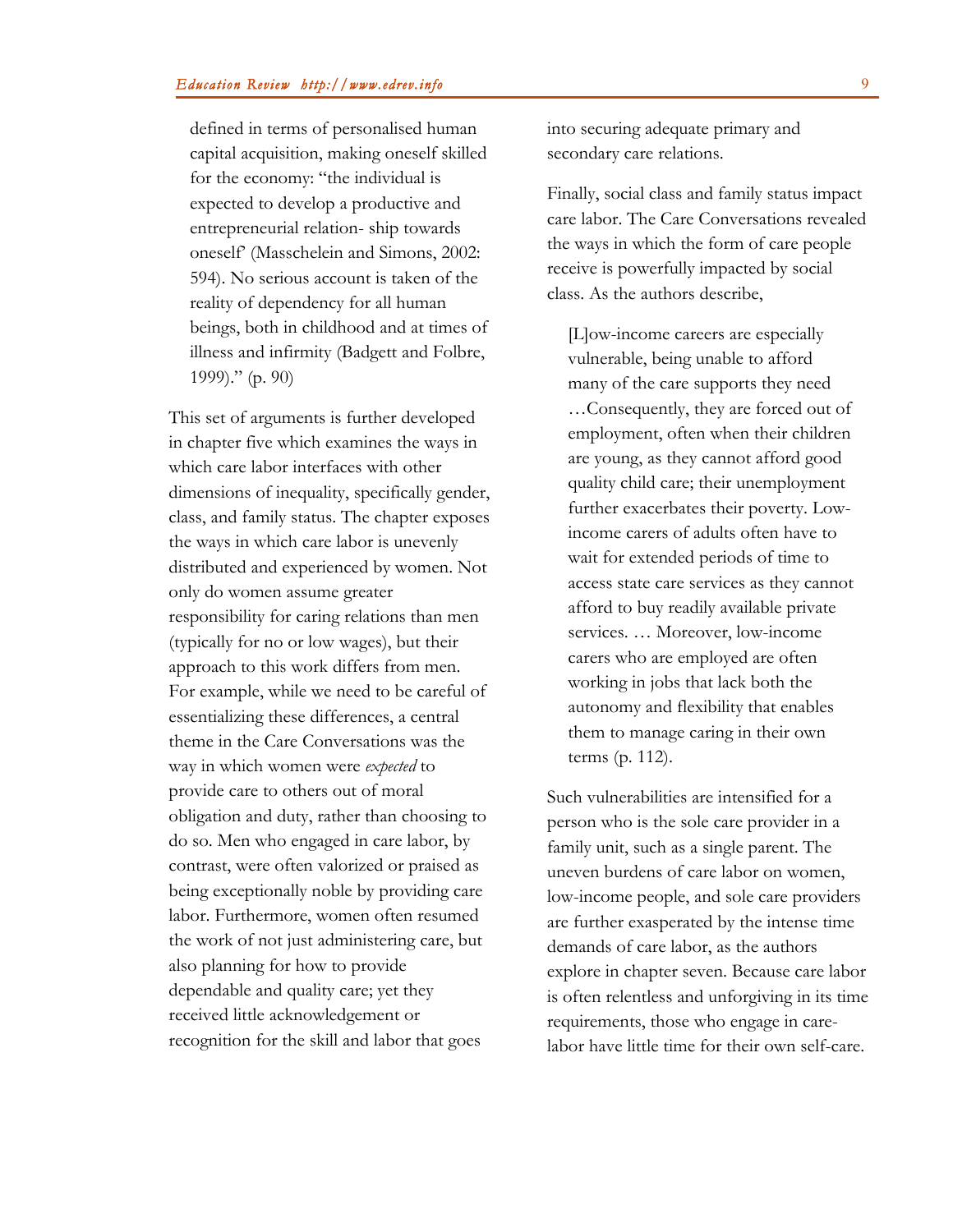defined in terms of personalised human capital acquisition, making oneself skilled for the economy: "the individual is expected to develop a productive and entrepreneurial relation- ship towards oneself' (Masschelein and Simons, 2002: 594). No serious account is taken of the reality of dependency for all human beings, both in childhood and at times of illness and infirmity (Badgett and Folbre, 1999)." (p. 90)

This set of arguments is further developed in chapter five which examines the ways in which care labor interfaces with other dimensions of inequality, specifically gender, class, and family status. The chapter exposes the ways in which care labor is unevenly distributed and experienced by women. Not only do women assume greater responsibility for caring relations than men (typically for no or low wages), but their approach to this work differs from men. For example, while we need to be careful of essentializing these differences, a central theme in the Care Conversations was the way in which women were *expected* to provide care to others out of moral obligation and duty, rather than choosing to do so. Men who engaged in care labor, by contrast, were often valorized or praised as being exceptionally noble by providing care labor. Furthermore, women often resumed the work of not just administering care, but also planning for how to provide dependable and quality care; yet they received little acknowledgement or recognition for the skill and labor that goes into securing adequate primary and secondary care relations.

Finally, social class and family status impact care labor. The Care Conversations revealed the ways in which the form of care people receive is powerfully impacted by social class. As the authors describe,

> [L]ow-income careers are especially vulnerable, being unable to afford many of the care supports they need …Consequently, they are forced out of employment, often when their children are young, as they cannot afford good quality child care; their unemployment further exacerbates their poverty. Low-income carers of adults often have to wait for extended periods of time to access state care services as they cannot afford to buy readily available private services. … Moreover, low-income carers who are employed are often working in jobs that lack both the autonomy and flexibility that enables them to manage caring in their own terms (p. 112).

Such vulnerabilities are intensified for a person who is the sole care provider in a family unit, such as a single parent. The uneven burdens of care labor on women, low-income people, and sole care providers are further exasperated by the intense time demands of care labor, as the authors explore in chapter seven. Because care labor is often relentless and unforgiving in its time requirements, those who engage in care-labor have little time for their own self-care.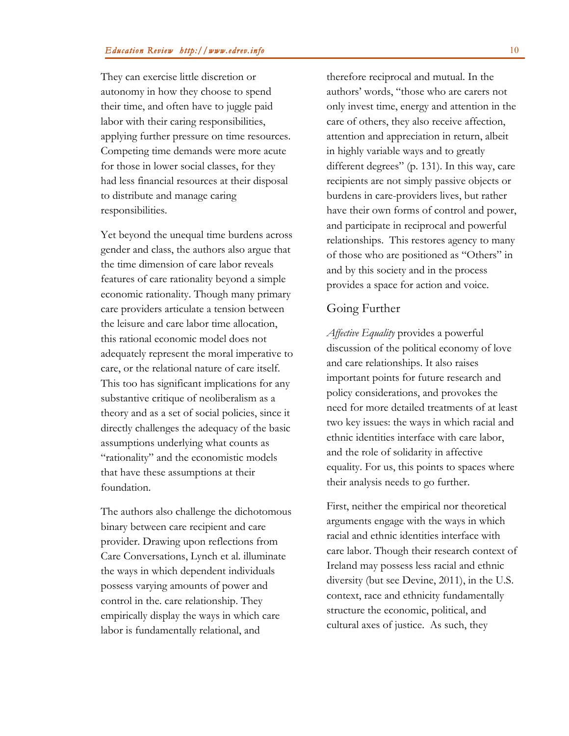They can exercise little discretion or autonomy in how they choose to spend their time, and often have to juggle paid labor with their caring responsibilities, applying further pressure on time resources. Competing time demands were more acute for those in lower social classes, for they had less financial resources at their disposal to distribute and manage caring responsibilities.

Yet beyond the unequal time burdens across gender and class, the authors also argue that the time dimension of care labor reveals features of care rationality beyond a simple economic rationality. Though many primary care providers articulate a tension between the leisure and care labor time allocation, this rational economic model does not adequately represent the moral imperative to care, or the relational nature of care itself. This too has significant implications for any substantive critique of neoliberalism as a theory and as a set of social policies, since it directly challenges the adequacy of the basic assumptions underlying what counts as "rationality" and the economistic models that have these assumptions at their foundation.

The authors also challenge the dichotomous binary between care recipient and care provider. Drawing upon reflections from Care Conversations, Lynch et al. illuminate the ways in which dependent individuals possess varying amounts of power and control in the. care relationship. They empirically display the ways in which care labor is fundamentally relational, and therefore reciprocal and mutual. In the authors' words, "those who are carers not only invest time, energy and attention in the care of others, they also receive affection, attention and appreciation in return, albeit in highly variable ways and to greatly different degrees" (p. 131). In this way, care recipients are not simply passive objects or burdens in care-providers lives, but rather have their own forms of control and power, and participate in reciprocal and powerful relationships. This restores agency to many of those who are positioned as "Others" in and by this society and in the process provides a space for action and voice.

## Going Further

*Affective Equality* provides a powerful discussion of the political economy of love and care relationships. It also raises important points for future research and policy considerations, and provokes the need for more detailed treatments of at least two key issues: the ways in which racial and ethnic identities interface with care labor, and the role of solidarity in affective equality. For us, this points to spaces where their analysis needs to go further.

First, neither the empirical nor theoretical arguments engage with the ways in which racial and ethnic identities interface with care labor. Though their research context of Ireland may possess less racial and ethnic diversity (but see Devine, 2011), in the U.S. context, race and ethnicity fundamentally structure the economic, political, and cultural axes of justice. As such, they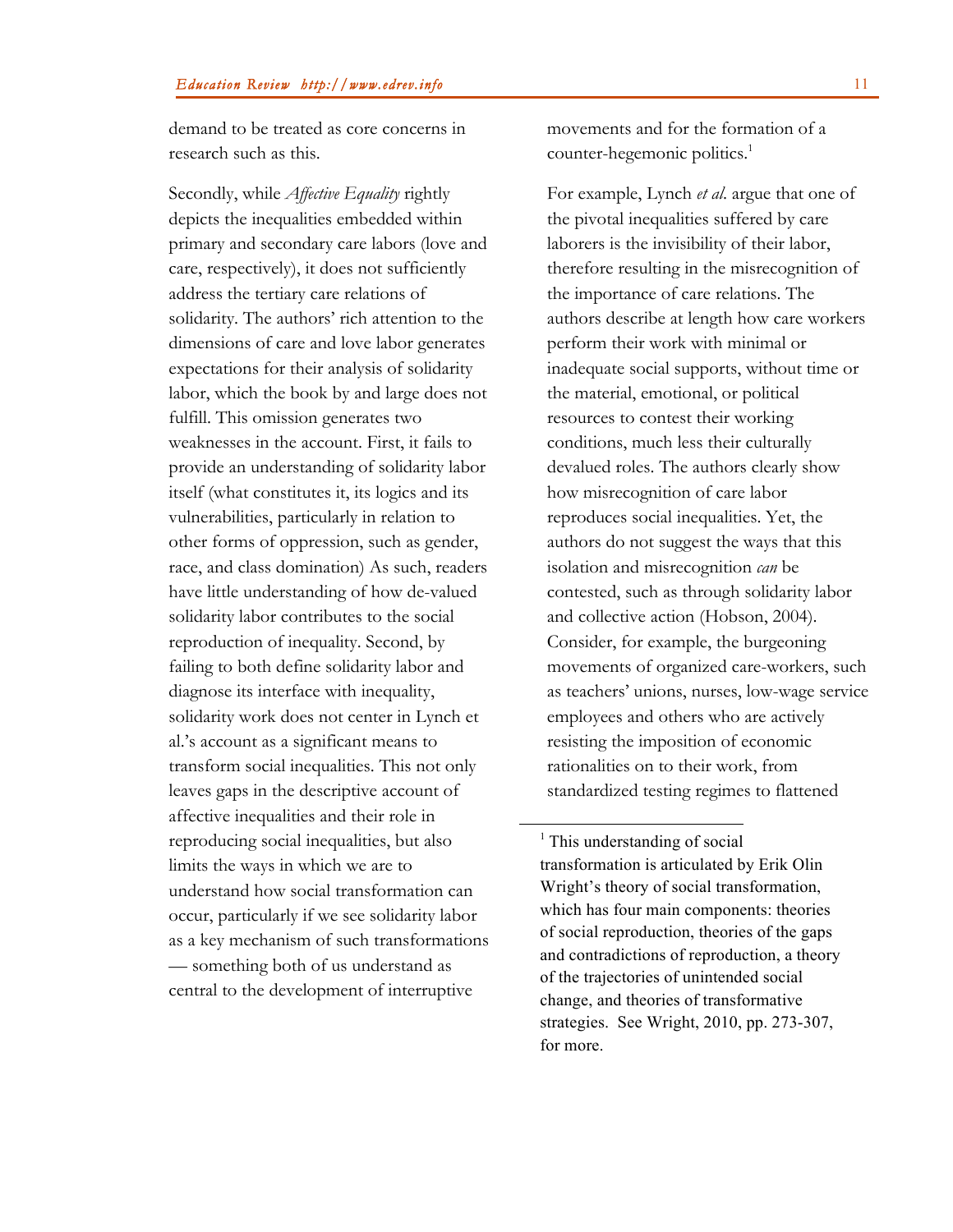demand to be treated as core concerns in research such as this.

Secondly, while *Affective Equality* rightly depicts the inequalities embedded within primary and secondary care labors (love and care, respectively), it does not sufficiently address the tertiary care relations of solidarity. The authors' rich attention to the dimensions of care and love labor generates expectations for their analysis of solidarity labor, which the book by and large does not fulfill. This omission generates two weaknesses in the account. First, it fails to provide an understanding of solidarity labor itself (what constitutes it, its logics and its vulnerabilities, particularly in relation to other forms of oppression, such as gender, race, and class domination) As such, readers have little understanding of how de-valued solidarity labor contributes to the social reproduction of inequality. Second, by failing to both define solidarity labor and diagnose its interface with inequality, solidarity work does not center in Lynch et al.'s account as a significant means to transform social inequalities. This not only leaves gaps in the descriptive account of affective inequalities and their role in reproducing social inequalities, but also limits the ways in which we are to understand how social transformation can occur, particularly if we see solidarity labor as a key mechanism of such transformations — something both of us understand as central to the development of interruptive movements and for the formation of a counter-hegemonic politics.[1]

For example, Lynch *et al.* argue that one of the pivotal inequalities suffered by care laborers is the invisibility of their labor, therefore resulting in the misrecognition of the importance of care relations. The authors describe at length how care workers perform their work with minimal or inadequate social supports, without time or the material, emotional, or political resources to contest their working conditions, much less their culturally devalued roles. The authors clearly show how misrecognition of care labor reproduces social inequalities. Yet, the authors do not suggest the ways that this isolation and misrecognition *can* be contested, such as through solidarity labor and collective action (Hobson, 2004). Consider, for example, the burgeoning movements of organized care-workers, such as teachers' unions, nurses, low-wage service employees and others who are actively resisting the imposition of economic rationalities on to their work, from standardized testing regimes to flattened

[1] This understanding of social transformation is articulated by Erik Olin Wright's theory of social transformation, which has four main components: theories of social reproduction, theories of the gaps and contradictions of reproduction, a theory of the trajectories of unintended social change, and theories of transformative strategies. See Wright, 2010, pp. 273-307, for more.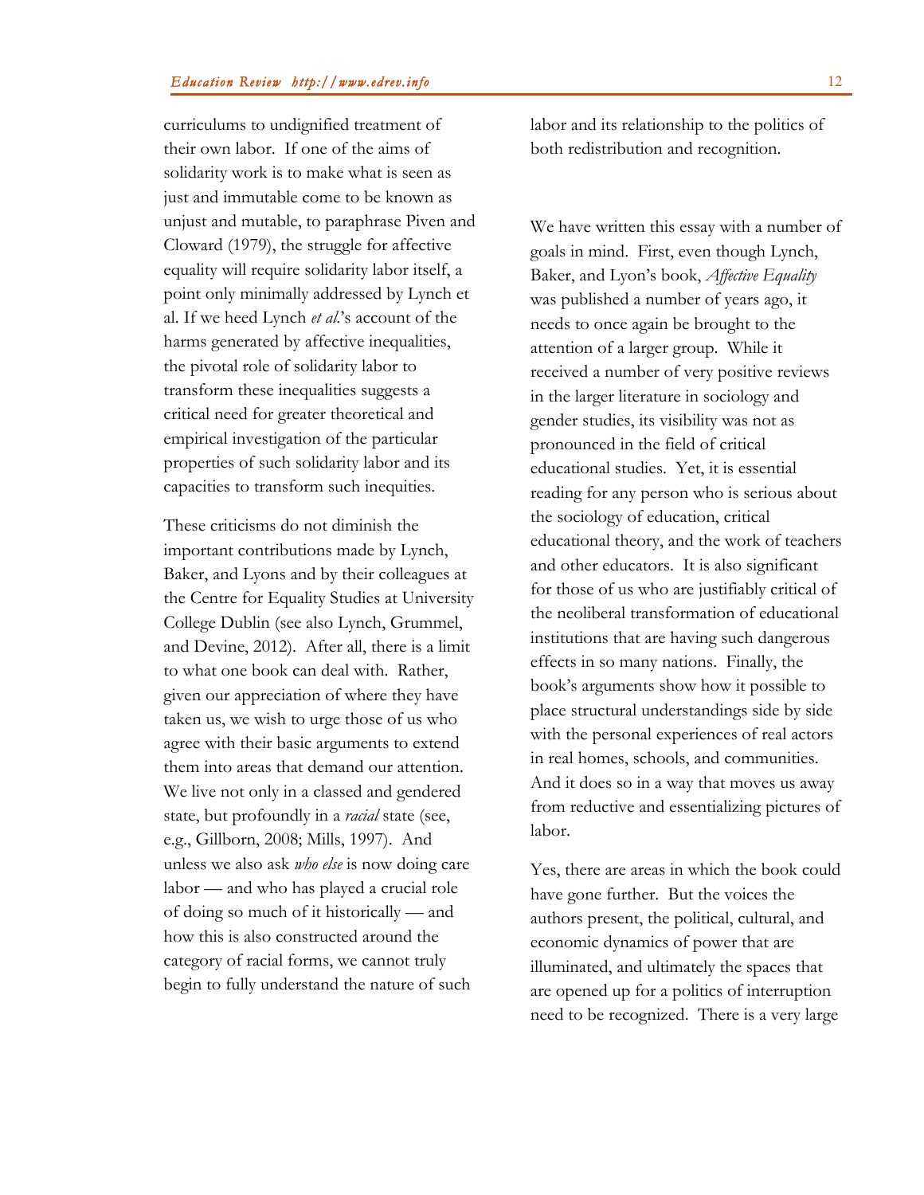curriculums to undignified treatment of their own labor. If one of the aims of solidarity work is to make what is seen as just and immutable come to be known as unjust and mutable, to paraphrase Piven and Cloward (1979), the struggle for affective equality will require solidarity labor itself, a point only minimally addressed by Lynch et al. If we heed Lynch *et al*.'s account of the harms generated by affective inequalities, the pivotal role of solidarity labor to transform these inequalities suggests a critical need for greater theoretical and empirical investigation of the particular properties of such solidarity labor and its capacities to transform such inequities.

These criticisms do not diminish the important contributions made by Lynch, Baker, and Lyons and by their colleagues at the Centre for Equality Studies at University College Dublin (see also Lynch, Grummel, and Devine, 2012). After all, there is a limit to what one book can deal with. Rather, given our appreciation of where they have taken us, we wish to urge those of us who agree with their basic arguments to extend them into areas that demand our attention. We live not only in a classed and gendered state, but profoundly in a *racial* state (see, e.g., Gillborn, 2008; Mills, 1997). And unless we also ask *who else* is now doing care labor — and who has played a crucial role of doing so much of it historically — and how this is also constructed around the category of racial forms, we cannot truly begin to fully understand the nature of such labor and its relationship to the politics of both redistribution and recognition.

We have written this essay with a number of goals in mind. First, even though Lynch, Baker, and Lyon's book, *Affective Equality* was published a number of years ago, it needs to once again be brought to the attention of a larger group. While it received a number of very positive reviews in the larger literature in sociology and gender studies, its visibility was not as pronounced in the field of critical educational studies. Yet, it is essential reading for any person who is serious about the sociology of education, critical educational theory, and the work of teachers and other educators. It is also significant for those of us who are justifiably critical of the neoliberal transformation of educational institutions that are having such dangerous effects in so many nations. Finally, the book's arguments show how it possible to place structural understandings side by side with the personal experiences of real actors in real homes, schools, and communities. And it does so in a way that moves us away from reductive and essentializing pictures of labor.

Yes, there are areas in which the book could have gone further. But the voices the authors present, the political, cultural, and economic dynamics of power that are illuminated, and ultimately the spaces that are opened up for a politics of interruption need to be recognized. There is a very large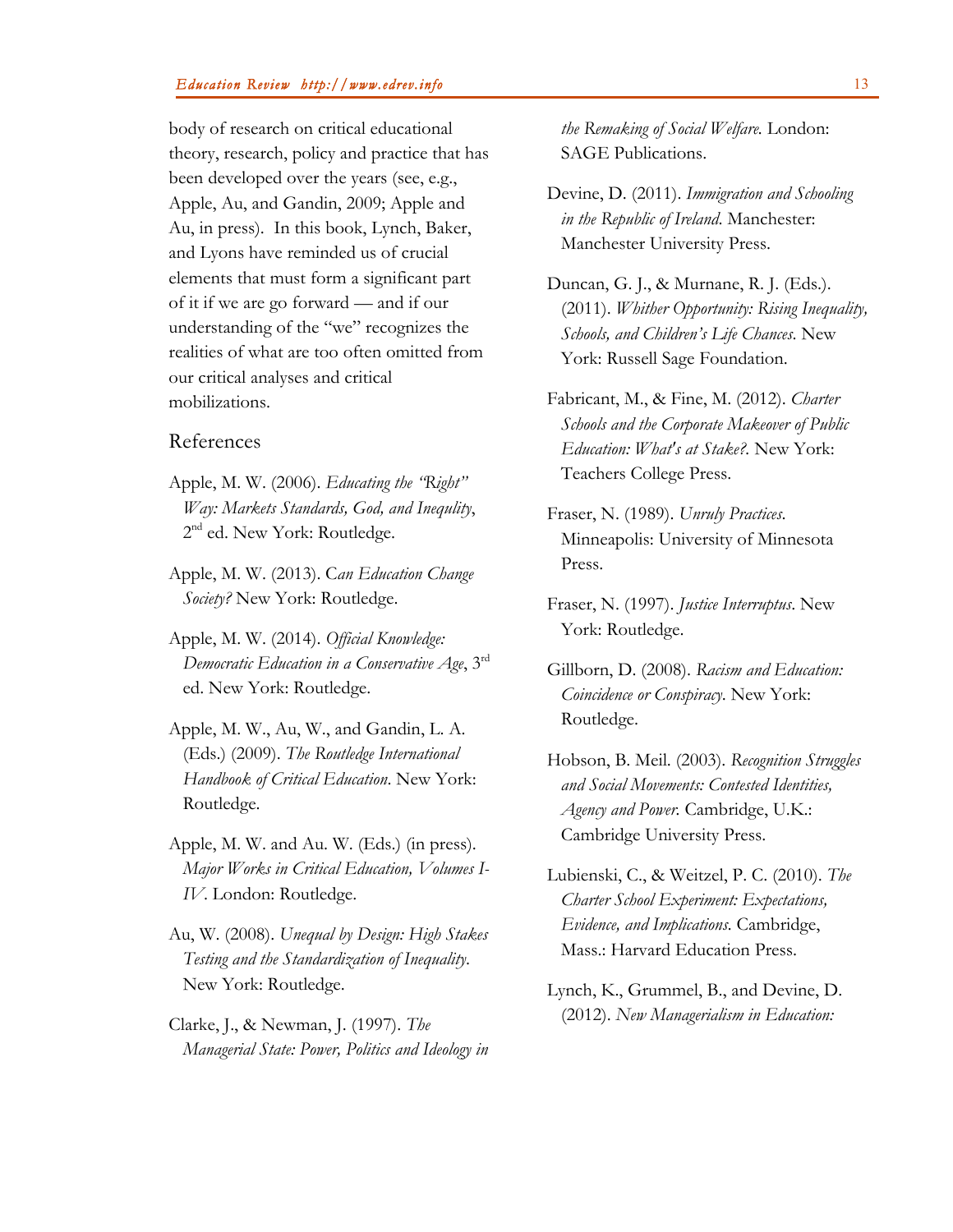body of research on critical educational theory, research, policy and practice that has been developed over the years (see, e.g., Apple, Au, and Gandin, 2009; Apple and Au, in press). In this book, Lynch, Baker, and Lyons have reminded us of crucial elements that must form a significant part of it if we are go forward — and if our understanding of the "we" recognizes the realities of what are too often omitted from our critical analyses and critical mobilizations.

## References

Apple, M. W. (2006). *Educating the "Right" Way: Markets Standards, God, and Inequlity*, 2nd ed. New York: Routledge.

Apple, M. W. (2013). C*an Education Change Society?* New York: Routledge.

Apple, M. W. (2014). *Official Knowledge: Democratic Education in a Conservative Age*, 3rd ed. New York: Routledge.

Apple, M. W., Au, W., and Gandin, L. A. (Eds.) (2009). *The Routledge International Handbook of Critical Education*. New York: Routledge.

Apple, M. W. and Au. W. (Eds.) (in press). *Major Works in Critical Education, Volumes I-IV*. London: Routledge.

Au, W. (2008). *Unequal by Design: High Stakes Testing and the Standardization of Inequality*. New York: Routledge.

Clarke, J., & Newman, J. (1997). *The Managerial State: Power, Politics and Ideology in the Remaking of Social Welfare.* London: SAGE Publications.

Devine, D. (2011). *Immigration and Schooling in the Republic of Ireland*. Manchester: Manchester University Press.

Duncan, G. J., & Murnane, R. J. (Eds.). (2011). *Whither Opportunity: Rising Inequality, Schools, and Children's Life Chances*. New York: Russell Sage Foundation.

Fabricant, M., & Fine, M. (2012). *Charter Schools and the Corporate Makeover of Public Education: What's at Stake?*. New York: Teachers College Press.

Fraser, N. (1989). *Unruly Practices*. Minneapolis: University of Minnesota Press.

Fraser, N. (1997). *Justice Interruptus*. New York: Routledge.

Gillborn, D. (2008). *Racism and Education: Coincidence or Conspiracy*. New York: Routledge.

Hobson, B. Meil. (2003). *Recognition Struggles and Social Movements: Contested Identities, Agency and Power.* Cambridge, U.K.: Cambridge University Press.

Lubienski, C., & Weitzel, P. C. (2010). *The Charter School Experiment: Expectations, Evidence, and Implications*. Cambridge, Mass.: Harvard Education Press.

Lynch, K., Grummel, B., and Devine, D. (2012). *New Managerialism in Education:*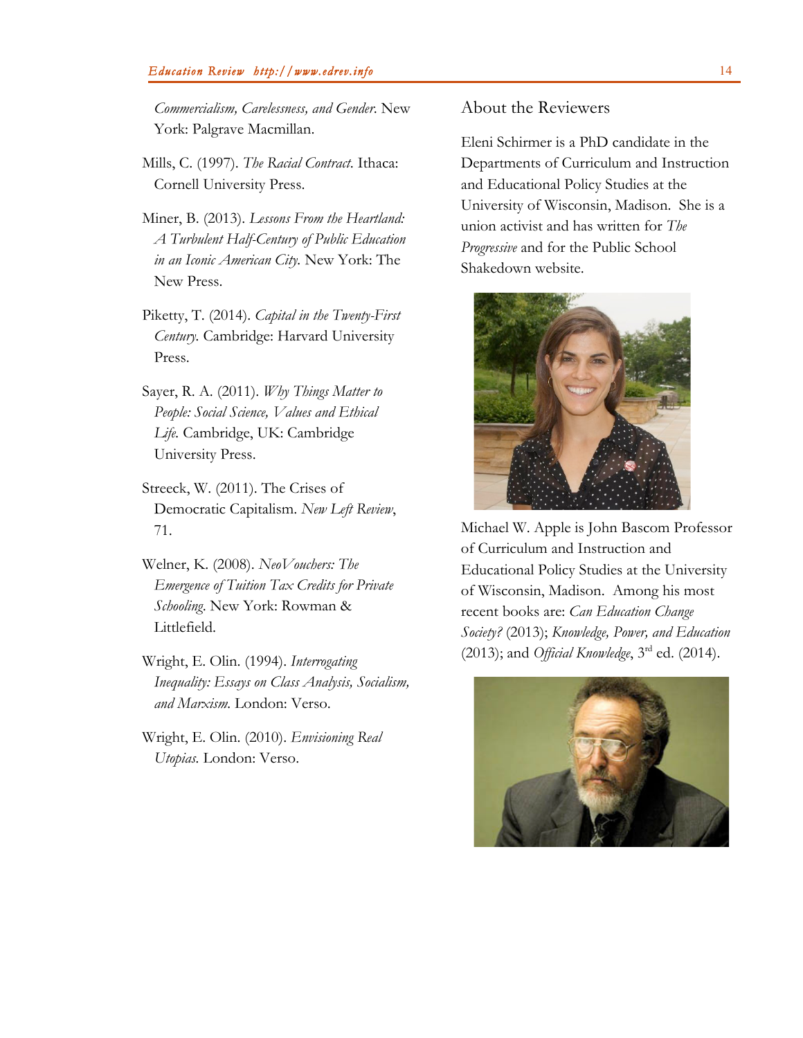*Commercialism, Carelessness, and Gender*. New York: Palgrave Macmillan.

Mills, C. (1997). *The Racial Contract*. Ithaca: Cornell University Press.

Miner, B. (2013). *Lessons From the Heartland: A Turbulent Half-Century of Public Education in an Iconic American City*. New York: The New Press.

Piketty, T. (2014). *Capital in the Twenty-First Century*. Cambridge: Harvard University Press.

Sayer, R. A. (2011). *Why Things Matter to People: Social Science, Values and Ethical Life*. Cambridge, UK: Cambridge University Press.

Streeck, W. (2011). The Crises of Democratic Capitalism. *New Left Review*, 71.

Welner, K. (2008). *NeoVouchers: The Emergence of Tuition Tax Credits for Private Schooling*. New York: Rowman & Littlefield.

Wright, E. Olin. (1994). *Interrogating Inequality: Essays on Class Analysis, Socialism, and Marxism*. London: Verso.

Wright, E. Olin. (2010). *Envisioning Real Utopias*. London: Verso.

## About the Reviewers

Eleni Schirmer is a PhD candidate in the Departments of Curriculum and Instruction and Educational Policy Studies at the University of Wisconsin, Madison. She is a union activist and has written for *The Progressive* and for the Public School Shakedown website.

Michael W. Apple is John Bascom Professor of Curriculum and Instruction and Educational Policy Studies at the University of Wisconsin, Madison. Among his most recent books are: *Can Education Change Society?* (2013); *Knowledge, Power, and Education* (2013); and *Official Knowledge*, 3rd ed. (2014).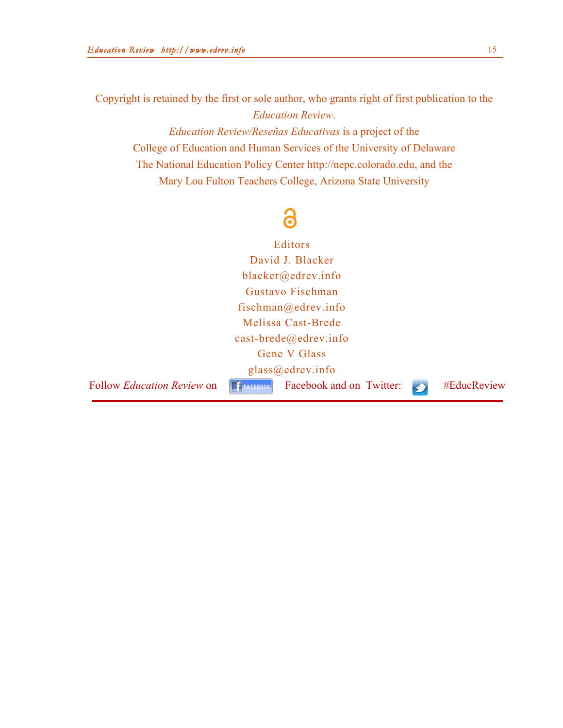Copyright is retained by the first or sole author, who grants right of first publication to the *Education Review*.

*Education Review/Reseñas Educativas* is a project of the
College of Education and Human Services of the University of Delaware
The National Education Policy Center http://nepc.colorado.edu, and the
Mary Lou Fulton Teachers College, Arizona State University

Editors
David J. Blacker
blacker@edrev.info
Gustavo Fischman
fischman@edrev.info
Melissa Cast-Brede
cast-brede@edrev.info
Gene V Glass
glass@edrev.info

Follow *Education Review* on Facebook and on Twitter: #EducReview